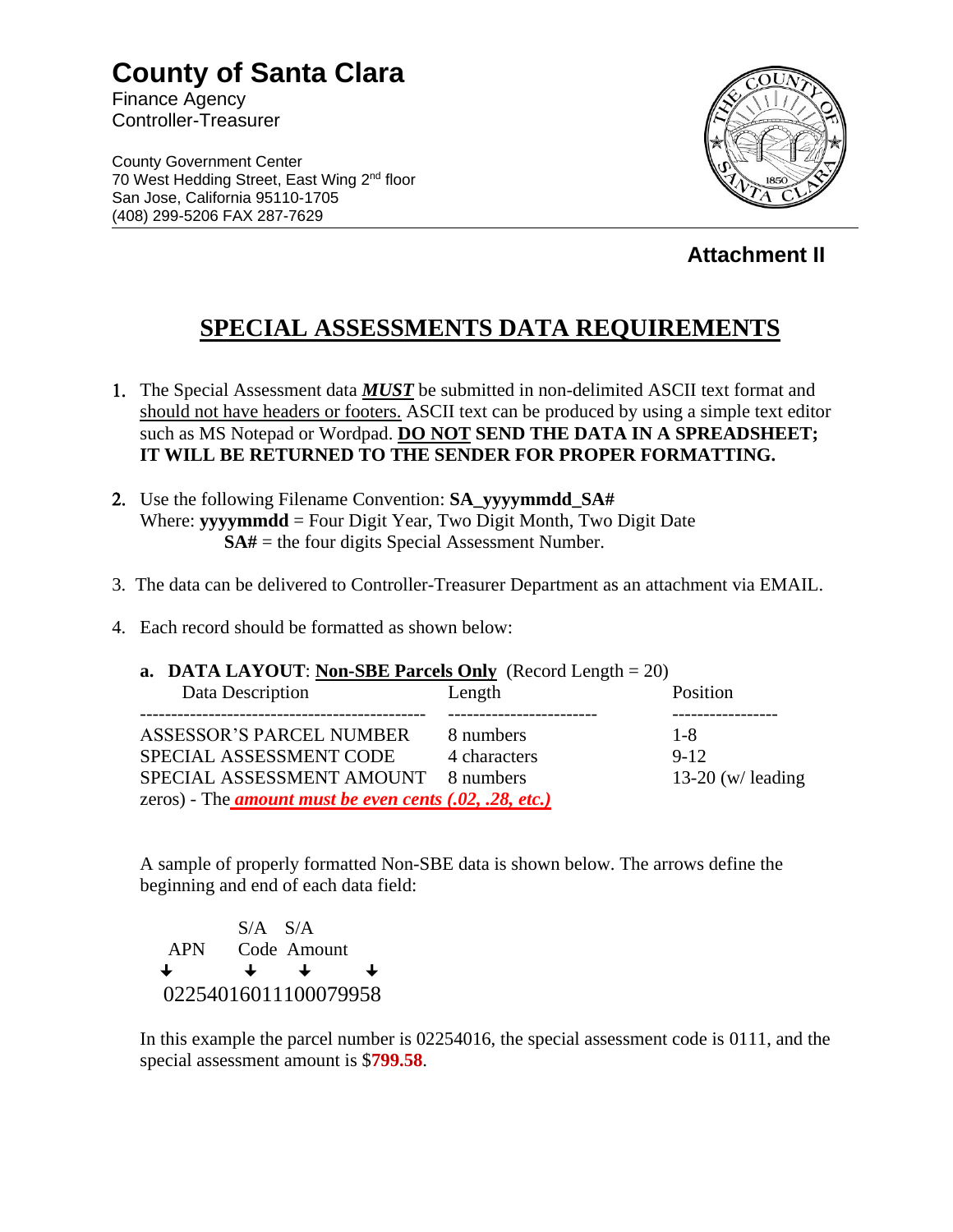# County of Santa Clara

Finance Agency
Controller-Treasurer

County Government Center
70 West Hedding Street, East Wing 2nd floor
San Jose, California 95110-1705
(408) 299-5206 FAX 287-7629

**Attachment II**

## SPECIAL ASSESSMENTS DATA REQUIREMENTS

1. The Special Assessment data ***MUST*** be submitted in non-delimited ASCII text format and should not have headers or footers. ASCII text can be produced by using a simple text editor such as MS Notepad or Wordpad. **DO NOT SEND THE DATA IN A SPREADSHEET; IT WILL BE RETURNED TO THE SENDER FOR PROPER FORMATTING.**

2. Use the following Filename Convention: **SA_yyyymmdd_SA#**
   Where: **yyyymmdd** = Four Digit Year, Two Digit Month, Two Digit Date
   **SA#** = the four digits Special Assessment Number.

3. The data can be delivered to Controller-Treasurer Department as an attachment via EMAIL.

4. Each record should be formatted as shown below:

   **a. DATA LAYOUT**: **Non-SBE Parcels Only** (Record Length = 20)

| Data Description | Length | Position |
|---|---|---|
| ASSESSOR'S PARCEL NUMBER | 8 numbers | 1-8 |
| SPECIAL ASSESSMENT CODE | 4 characters | 9-12 |
| SPECIAL ASSESSMENT AMOUNT | 8 numbers | 13-20 (w/ leading zeros) - The ***amount must be even cents (.02, .28, etc.)*** |

A sample of properly formatted Non-SBE data is shown below. The arrows define the beginning and end of each data field:

```
APN      S/A   S/A
         Code  Amount
↓        ↓     ↓      ↓
02254016011100079958
```

In this example the parcel number is 02254016, the special assessment code is 0111, and the special assessment amount is $**799.58**.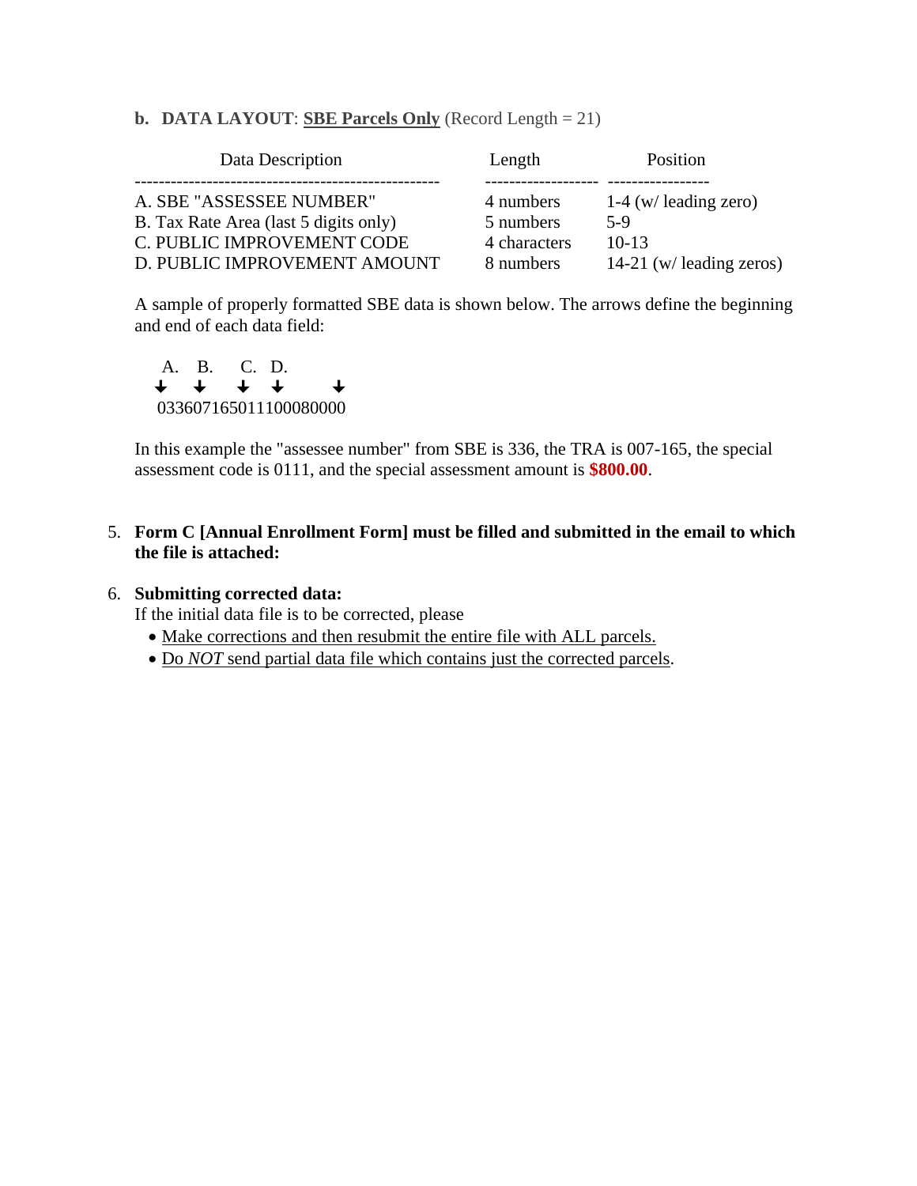**b. DATA LAYOUT**: **SBE Parcels Only** (Record Length = 21)

| Data Description | Length | Position |
|---|---|---|
| A. SBE "ASSESSEE NUMBER" | 4 numbers | 1-4 (w/ leading zero) |
| B. Tax Rate Area (last 5 digits only) | 5 numbers | 5-9 |
| C. PUBLIC IMPROVEMENT CODE | 4 characters | 10-13 |
| D. PUBLIC IMPROVEMENT AMOUNT | 8 numbers | 14-21 (w/ leading zeros) |

A sample of properly formatted SBE data is shown below. The arrows define the beginning and end of each data field:

```
 A.  B.   C.  D.
 ↓   ↓    ↓   ↓      ↓
033607165011100080000
```

In this example the "assessee number" from SBE is 336, the TRA is 007-165, the special assessment code is 0111, and the special assessment amount is **$800.00**.

5. **Form C [Annual Enrollment Form] must be filled and submitted in the email to which the file is attached:**

6. **Submitting corrected data:**
   If the initial data file is to be corrected, please
   - Make corrections and then resubmit the entire file with ALL parcels.
   - Do *NOT* send partial data file which contains just the corrected parcels.